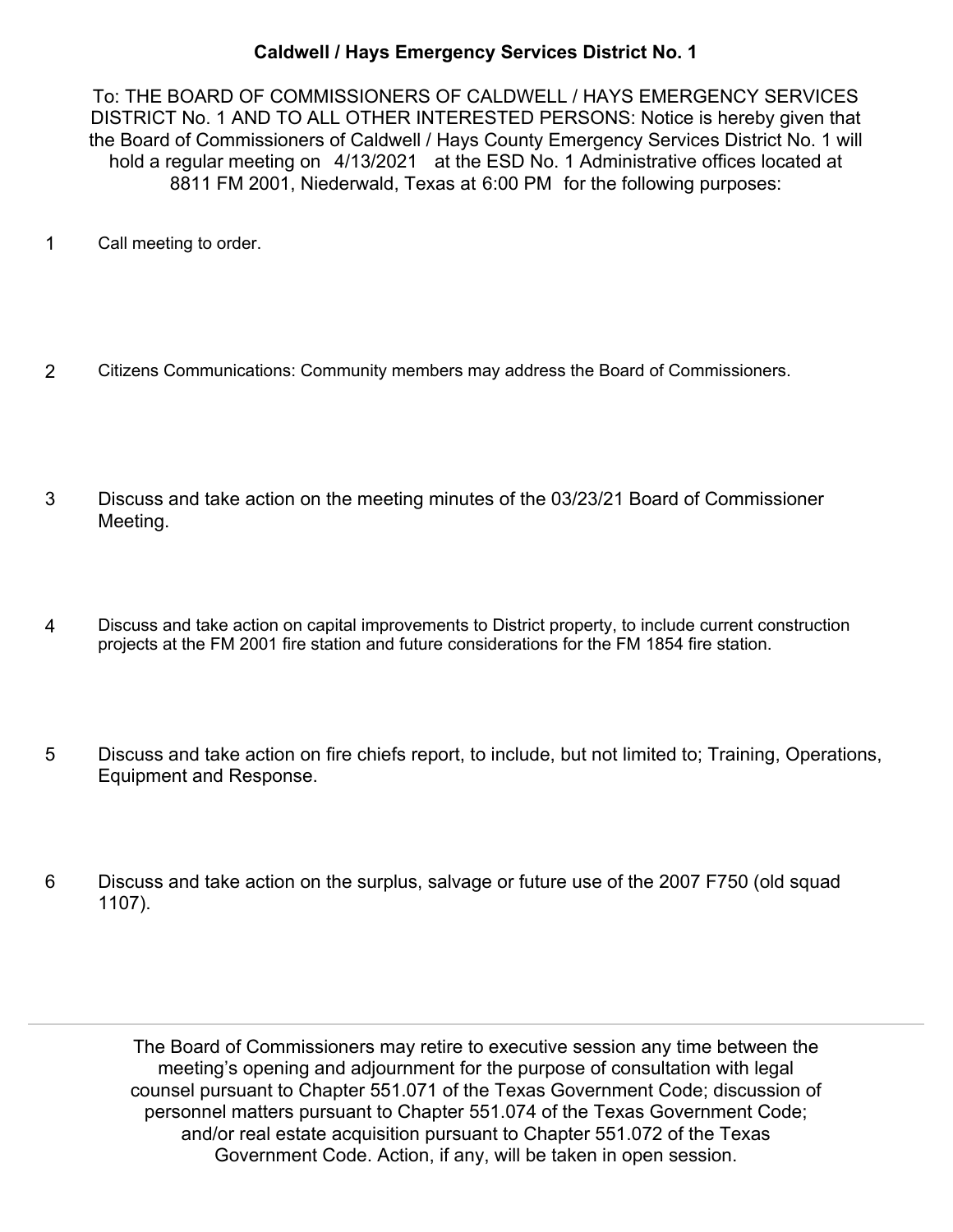**Caldwell / Hays Emergency Services District No. 1**

To: THE BOARD OF COMMISSIONERS OF CALDWELL / HAYS EMERGENCY SERVICES DISTRICT No. 1 AND TO ALL OTHER INTERESTED PERSONS: Notice is hereby given that the Board of Commissioners of Caldwell / Hays County Emergency Services District No. 1 will hold a regular meeting on 4/13/2021 at the ESD No. 1 Administrative offices located at 8811 FM 2001, Niederwald, Texas at 6:00 PM for the following purposes:

1. Call meeting to order.

2. Citizens Communications: Community members may address the Board of Commissioners.

3. Discuss and take action on the meeting minutes of the 03/23/21 Board of Commissioner Meeting.

4. Discuss and take action on capital improvements to District property, to include current construction projects at the FM 2001 fire station and future considerations for the FM 1854 fire station.

5. Discuss and take action on fire chiefs report, to include, but not limited to; Training, Operations, Equipment and Response.

6. Discuss and take action on the surplus, salvage or future use of the 2007 F750 (old squad 1107).

---

The Board of Commissioners may retire to executive session any time between the meeting's opening and adjournment for the purpose of consultation with legal counsel pursuant to Chapter 551.071 of the Texas Government Code; discussion of personnel matters pursuant to Chapter 551.074 of the Texas Government Code; and/or real estate acquisition pursuant to Chapter 551.072 of the Texas Government Code. Action, if any, will be taken in open session.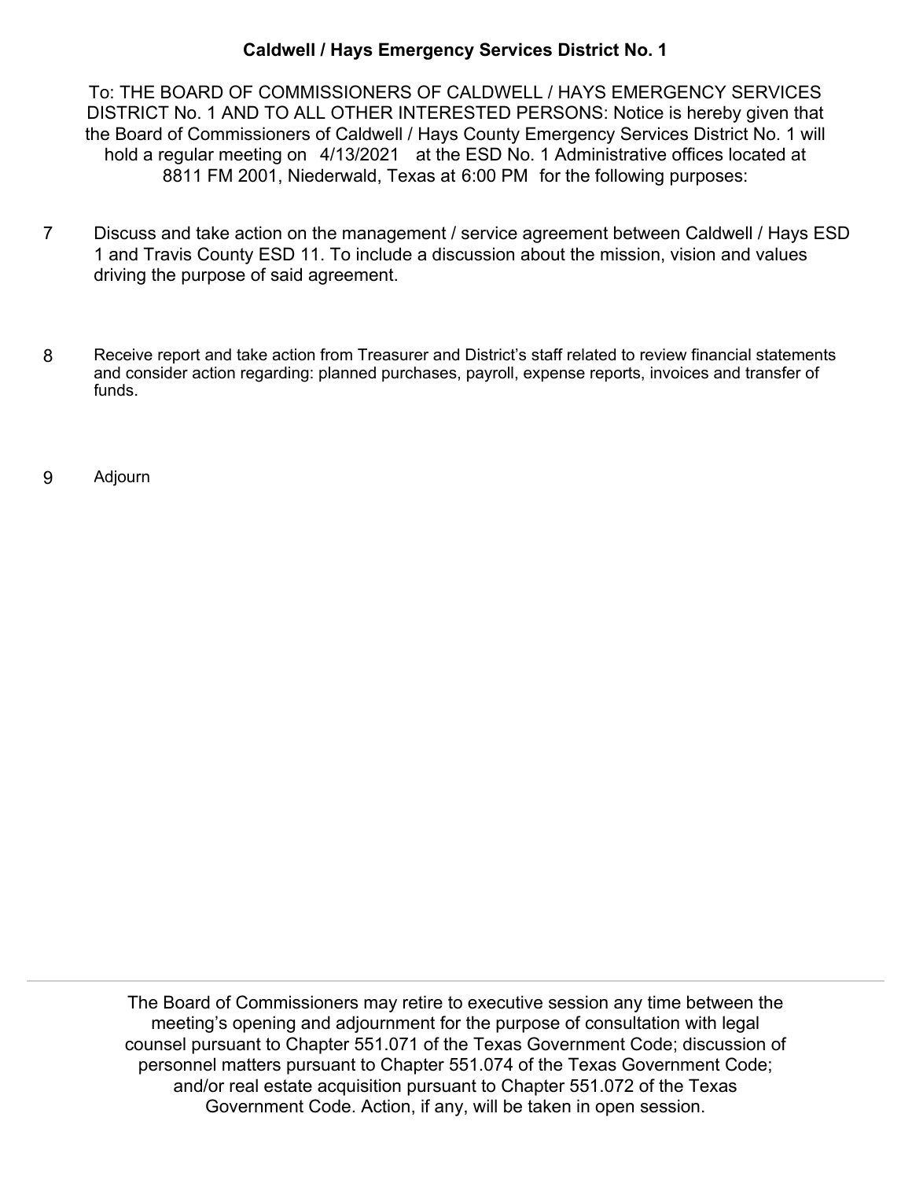**Caldwell / Hays Emergency Services District No. 1**

To: THE BOARD OF COMMISSIONERS OF CALDWELL / HAYS EMERGENCY SERVICES DISTRICT No. 1 AND TO ALL OTHER INTERESTED PERSONS: Notice is hereby given that the Board of Commissioners of Caldwell / Hays County Emergency Services District No. 1 will hold a regular meeting on 4/13/2021 at the ESD No. 1 Administrative offices located at 8811 FM 2001, Niederwald, Texas at 6:00 PM for the following purposes:

7. Discuss and take action on the management / service agreement between Caldwell / Hays ESD 1 and Travis County ESD 11. To include a discussion about the mission, vision and values driving the purpose of said agreement.

8. Receive report and take action from Treasurer and District's staff related to review financial statements and consider action regarding: planned purchases, payroll, expense reports, invoices and transfer of funds.

9. Adjourn

---

The Board of Commissioners may retire to executive session any time between the meeting's opening and adjournment for the purpose of consultation with legal counsel pursuant to Chapter 551.071 of the Texas Government Code; discussion of personnel matters pursuant to Chapter 551.074 of the Texas Government Code; and/or real estate acquisition pursuant to Chapter 551.072 of the Texas Government Code. Action, if any, will be taken in open session.